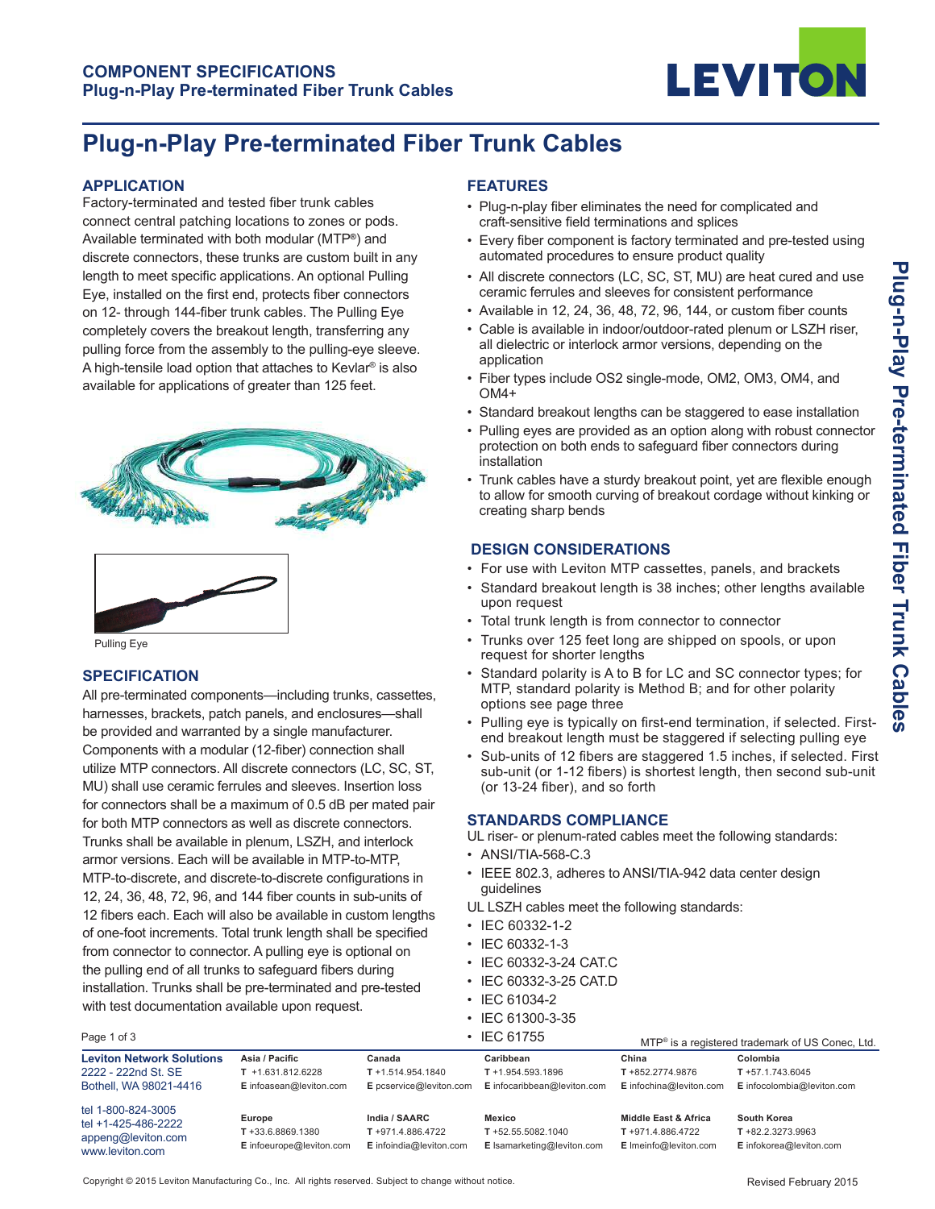# Plug-n-Play Pre-terminated Fiber Trunk Cables

## APPLICATION

Factory-terminated and tested fiber trunk cables connect central patching locations to zones or pods. Available terminated with both modular (MTP®) and discrete connectors, these trunks are custom built in any length to meet specific applications. An optional Pulling Eye, installed on the first end, protects fiber connectors on 12- through 144-fiber trunk cables. The Pulling Eye completely covers the breakout length, transferring any pulling force from the assembly to the pulling-eye sleeve. A high-tensile load option that attaches to Kevlar® is also available for applications of greater than 125 feet.

Pulling Eye

## SPECIFICATION

All pre-terminated components—including trunks, cassettes, harnesses, brackets, patch panels, and enclosures—shall be provided and warranted by a single manufacturer. Components with a modular (12-fiber) connection shall utilize MTP connectors. All discrete connectors (LC, SC, ST, MU) shall use ceramic ferrules and sleeves. Insertion loss for connectors shall be a maximum of 0.5 dB per mated pair for both MTP connectors as well as discrete connectors. Trunks shall be available in plenum, LSZH, and interlock armor versions. Each will be available in MTP-to-MTP, MTP-to-discrete, and discrete-to-discrete configurations in 12, 24, 36, 48, 72, 96, and 144 fiber counts in sub-units of 12 fibers each. Each will also be available in custom lengths of one-foot increments. Total trunk length shall be specified from connector to connector. A pulling eye is optional on the pulling end of all trunks to safeguard fibers during installation. Trunks shall be pre-terminated and pre-tested with test documentation available upon request.

## FEATURES

- Plug-n-play fiber eliminates the need for complicated and craft-sensitive field terminations and splices
- Every fiber component is factory terminated and pre-tested using automated procedures to ensure product quality
- All discrete connectors (LC, SC, ST, MU) are heat cured and use ceramic ferrules and sleeves for consistent performance
- Available in 12, 24, 36, 48, 72, 96, 144, or custom fiber counts
- Cable is available in indoor/outdoor-rated plenum or LSZH riser, all dielectric or interlock armor versions, depending on the application
- Fiber types include OS2 single-mode, OM2, OM3, OM4, and OM4+
- Standard breakout lengths can be staggered to ease installation
- Pulling eyes are provided as an option along with robust connector protection on both ends to safeguard fiber connectors during installation
- Trunk cables have a sturdy breakout point, yet are flexible enough to allow for smooth curving of breakout cordage without kinking or creating sharp bends

## DESIGN CONSIDERATIONS

- For use with Leviton MTP cassettes, panels, and brackets
- Standard breakout length is 38 inches; other lengths available upon request
- Total trunk length is from connector to connector
- Trunks over 125 feet long are shipped on spools, or upon request for shorter lengths
- Standard polarity is A to B for LC and SC connector types; for MTP, standard polarity is Method B; and for other polarity options see page three
- Pulling eye is typically on first-end termination, if selected. First-end breakout length must be staggered if selecting pulling eye
- Sub-units of 12 fibers are staggered 1.5 inches, if selected. First sub-unit (or 1-12 fibers) is shortest length, then second sub-unit (or 13-24 fiber), and so forth

## STANDARDS COMPLIANCE

UL riser- or plenum-rated cables meet the following standards:

- ANSI/TIA-568-C.3
- IEEE 802.3, adheres to ANSI/TIA-942 data center design guidelines

UL LSZH cables meet the following standards:

- IEC 60332-1-2
- IEC 60332-1-3
- IEC 60332-3-24 CAT.C
- IEC 60332-3-25 CAT.D
- IEC 61034-2
- IEC 61300-3-35
- IEC 61755

MTP® is a registered trademark of US Conec, Ltd.

**Leviton Network Solutions**
2222 - 222nd St. SE
Bothell, WA 98021-4416

tel 1-800-824-3005
tel +1-425-486-2222
appeng@leviton.com
www.leviton.com

| Asia / Pacific | Canada | Caribbean | China | Colombia |
|---|---|---|---|---|
| T +1.631.812.6228 | T +1.514.954.1840 | T +1.954.593.1896 | T +852.2774.9876 | T +57.1.743.6045 |
| E infoasean@leviton.com | E pcservice@leviton.com | E infocaribbean@leviton.com | E infochina@leviton.com | E infocolombia@leviton.com |
| **Europe** | **India / SAARC** | **Mexico** | **Middle East & Africa** | **South Korea** |
| T +33.6.8869.1380 | T +971.4.886.4722 | T +52.55.5082.1040 | T +971.4.886.4722 | T +82.2.3273.9963 |
| E infoeurope@leviton.com | E infoindia@leviton.com | E lsamarketing@leviton.com | E lmeinfo@leviton.com | E infokorea@leviton.com |

Copyright © 2015 Leviton Manufacturing Co., Inc. All rights reserved. Subject to change without notice.

Revised February 2015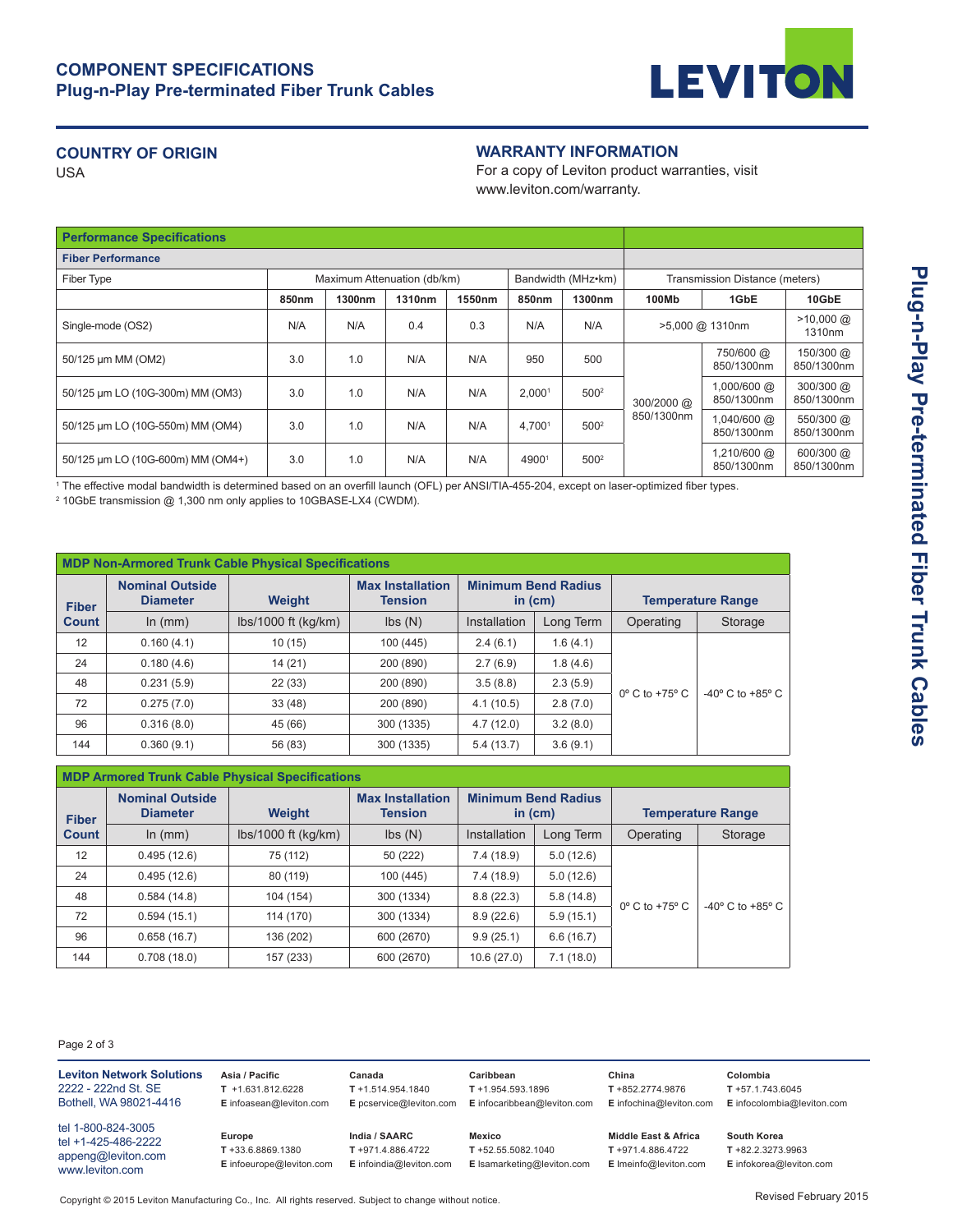# COMPONENT SPECIFICATIONS
## Plug-n-Play Pre-terminated Fiber Trunk Cables

### COUNTRY OF ORIGIN
USA

### WARRANTY INFORMATION
For a copy of Leviton product warranties, visit www.leviton.com/warranty.

| Performance Specifications | | | | | | | | | |
|---|---|---|---|---|---|---|---|---|---|
| **Fiber Performance** | | | | | | | | | |
| Fiber Type | Maximum Attenuation (db/km) | | | | Bandwidth (MHz•km) | | Transmission Distance (meters) | | |
| | **850nm** | **1300nm** | **1310nm** | **1550nm** | **850nm** | **1300nm** | **100Mb** | **1GbE** | **10GbE** |
| Single-mode (OS2) | N/A | N/A | 0.4 | 0.3 | N/A | N/A | >5,000 @ 1310nm | | >10,000 @ 1310nm |
| 50/125 µm MM (OM2) | 3.0 | 1.0 | N/A | N/A | 950 | 500 | 300/2000 @ 850/1300nm | 750/600 @ 850/1300nm | 150/300 @ 850/1300nm |
| 50/125 µm LO (10G-300m) MM (OM3) | 3.0 | 1.0 | N/A | N/A | 2,000[1] | 500[2] | | 1,000/600 @ 850/1300nm | 300/300 @ 850/1300nm |
| 50/125 µm LO (10G-550m) MM (OM4) | 3.0 | 1.0 | N/A | N/A | 4,700[1] | 500[2] | | 1,040/600 @ 850/1300nm | 550/300 @ 850/1300nm |
| 50/125 µm LO (10G-600m) MM (OM4+) | 3.0 | 1.0 | N/A | N/A | 4900[1] | 500[2] | | 1,210/600 @ 850/1300nm | 600/300 @ 850/1300nm |

[1] The effective modal bandwidth is determined based on an overfill launch (OFL) per ANSI/TIA-455-204, except on laser-optimized fiber types.
[2] 10GbE transmission @ 1,300 nm only applies to 10GBASE-LX4 (CWDM).

| MDP Non-Armored Trunk Cable Physical Specifications | | | | | | | |
|---|---|---|---|---|---|---|---|
| **Fiber Count** | **Nominal Outside Diameter** | **Weight** | **Max Installation Tension** | **Minimum Bend Radius in (cm)** | | **Temperature Range** | |
| | In (mm) | lbs/1000 ft (kg/km) | lbs (N) | Installation | Long Term | Operating | Storage |
| 12 | 0.160 (4.1) | 10 (15) | 100 (445) | 2.4 (6.1) | 1.6 (4.1) | 0º C to +75º C | -40º C to +85º C |
| 24 | 0.180 (4.6) | 14 (21) | 200 (890) | 2.7 (6.9) | 1.8 (4.6) | | |
| 48 | 0.231 (5.9) | 22 (33) | 200 (890) | 3.5 (8.8) | 2.3 (5.9) | | |
| 72 | 0.275 (7.0) | 33 (48) | 200 (890) | 4.1 (10.5) | 2.8 (7.0) | | |
| 96 | 0.316 (8.0) | 45 (66) | 300 (1335) | 4.7 (12.0) | 3.2 (8.0) | | |
| 144 | 0.360 (9.1) | 56 (83) | 300 (1335) | 5.4 (13.7) | 3.6 (9.1) | | |

| MDP Armored Trunk Cable Physical Specifications | | | | | | | |
|---|---|---|---|---|---|---|---|
| **Fiber Count** | **Nominal Outside Diameter** | **Weight** | **Max Installation Tension** | **Minimum Bend Radius in (cm)** | | **Temperature Range** | |
| | In (mm) | lbs/1000 ft (kg/km) | lbs (N) | Installation | Long Term | Operating | Storage |
| 12 | 0.495 (12.6) | 75 (112) | 50 (222) | 7.4 (18.9) | 5.0 (12.6) | 0º C to +75º C | -40º C to +85º C |
| 24 | 0.495 (12.6) | 80 (119) | 100 (445) | 7.4 (18.9) | 5.0 (12.6) | | |
| 48 | 0.584 (14.8) | 104 (154) | 300 (1334) | 8.8 (22.3) | 5.8 (14.8) | | |
| 72 | 0.594 (15.1) | 114 (170) | 300 (1334) | 8.9 (22.6) | 5.9 (15.1) | | |
| 96 | 0.658 (16.7) | 136 (202) | 600 (2670) | 9.9 (25.1) | 6.6 (16.7) | | |
| 144 | 0.708 (18.0) | 157 (233) | 600 (2670) | 10.6 (27.0) | 7.1 (18.0) | | |

**Leviton Network Solutions**
2222 - 222nd St. SE
Bothell, WA 98021-4416

tel 1-800-824-3005
tel +1-425-486-2222
appeng@leviton.com
www.leviton.com

**Asia / Pacific**
T +1.631.812.6228
E infoasean@leviton.com

**Canada**
T +1.514.954.1840
E pcservice@leviton.com

**Caribbean**
T +1.954.593.1896
E infocaribbean@leviton.com

**China**
T +852.2774.9876
E infochina@leviton.com

**Colombia**
T +57.1.743.6045
E infocolombia@leviton.com

**Europe**
T +33.6.8869.1380
E infoeurope@leviton.com

**India / SAARC**
T +971.4.886.4722
E infoindia@leviton.com

**Mexico**
T +52.55.5082.1040
E lsamarketing@leviton.com

**Middle East & Africa**
T +971.4.886.4722
E lmeinfo@leviton.com

**South Korea**
T +82.2.3273.9963
E infokorea@leviton.com

Copyright © 2015 Leviton Manufacturing Co., Inc. All rights reserved. Subject to change without notice.

Revised February 2015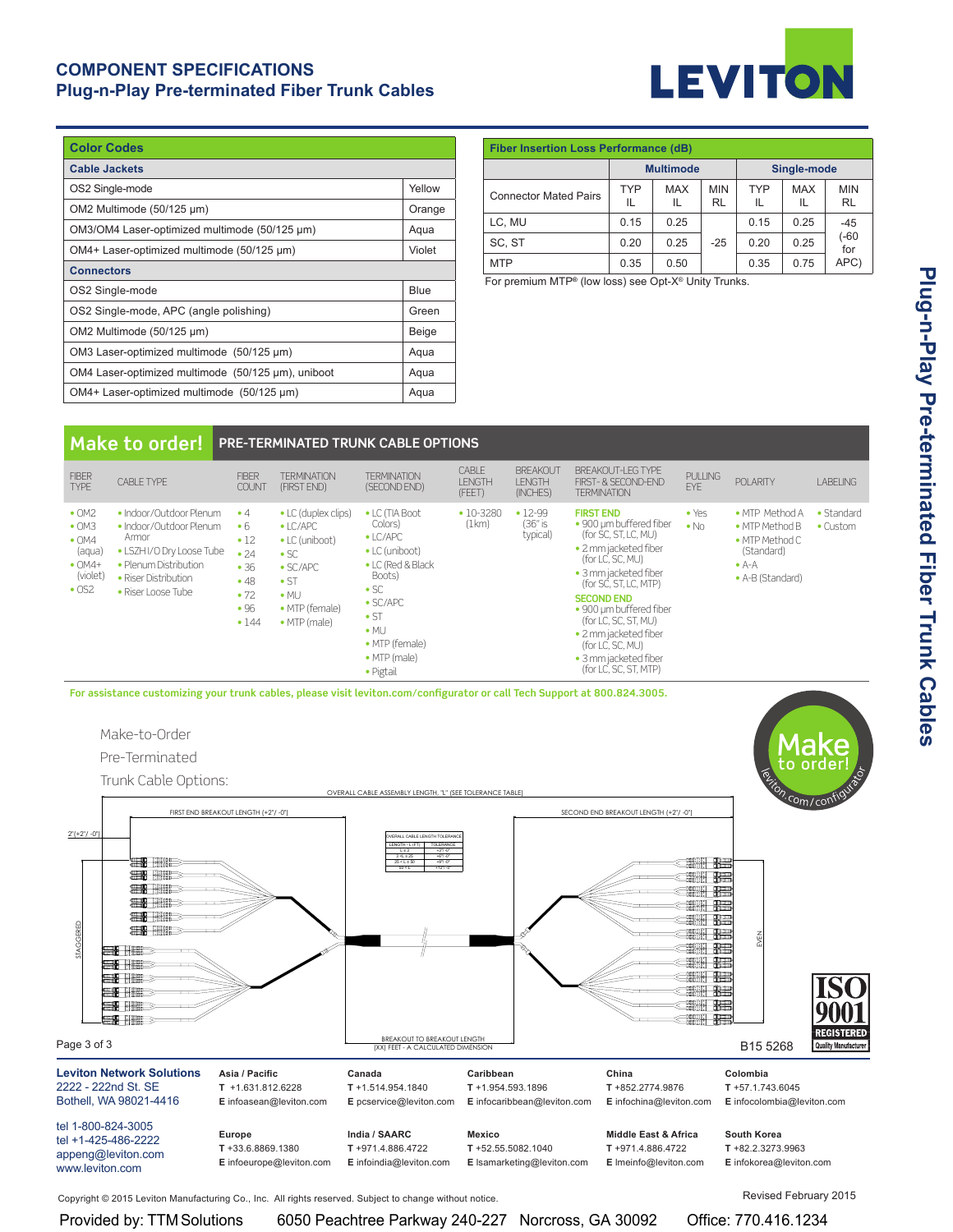## COMPONENT SPECIFICATIONS
## Plug-n-Play Pre-terminated Fiber Trunk Cables

| Color Codes | |
|---|---|
| **Cable Jackets** | |
| OS2 Single-mode | Yellow |
| OM2 Multimode (50/125 µm) | Orange |
| OM3/OM4 Laser-optimized multimode (50/125 µm) | Aqua |
| OM4+ Laser-optimized multimode (50/125 µm) | Violet |
| **Connectors** | |
| OS2 Single-mode | Blue |
| OS2 Single-mode, APC (angle polishing) | Green |
| OM2 Multimode (50/125 µm) | Beige |
| OM3 Laser-optimized multimode (50/125 µm) | Aqua |
| OM4 Laser-optimized multimode (50/125 µm), uniboot | Aqua |
| OM4+ Laser-optimized multimode (50/125 µm) | Aqua |

**Fiber Insertion Loss Performance (dB)**

| Connector Mated Pairs | Multimode | | | Single-mode | | |
|---|---|---|---|---|---|---|
| | TYP IL | MAX IL | MIN RL | TYP IL | MAX IL | MIN RL |
| LC, MU | 0.15 | 0.25 | -25 | 0.15 | 0.25 | -45 (-60 for APC) |
| SC, ST | 0.20 | 0.25 | -25 | 0.20 | 0.25 | -45 (-60 for APC) |
| MTP | 0.35 | 0.50 | -25 | 0.35 | 0.75 | -45 (-60 for APC) |

For premium MTP® (low loss) see Opt-X® Unity Trunks.

## Make to order! PRE-TERMINATED TRUNK CABLE OPTIONS

| FIBER TYPE | CABLE TYPE | FIBER COUNT | TERMINATION (FIRST END) | TERMINATION (SECOND END) | CABLE LENGTH (FEET) | BREAKOUT LENGTH (INCHES) | BREAKOUT-LEG TYPE FIRST- & SECOND-END TERMINATION | PULLING EYE | POLARITY | LABELING |
|---|---|---|---|---|---|---|---|---|---|---|
| • OM2<br>• OM3<br>• OM4 (aqua)<br>• OM4+ (violet)<br>• OS2 | • Indoor/Outdoor Plenum<br>• Indoor/Outdoor Plenum Armor<br>• LSZH I/O Dry Loose Tube<br>• Plenum Distribution<br>• Riser Distribution<br>• Riser Loose Tube | • 4<br>• 6<br>• 12<br>• 24<br>• 36<br>• 48<br>• 72<br>• 96<br>• 144 | • LC (duplex clips)<br>• LC/APC<br>• LC (uniboot)<br>• SC<br>• SC/APC<br>• ST<br>• MU<br>• MTP (female)<br>• MTP (male) | • LC (TIA Boot Colors)<br>• LC/APC<br>• LC (uniboot)<br>• LC (Red & Black Boots)<br>• SC<br>• SC/APC<br>• ST<br>• MU<br>• MTP (female)<br>• MTP (male)<br>• Pigtail | • 10-3280 (1km) | • 12-99 (36" is typical) | **FIRST END**<br>• 900 µm buffered fiber (for SC, ST, LC, MU)<br>• 2 mm jacketed fiber (for LC, SC, MU)<br>• 3 mm jacketed fiber (for SC, ST, LC, MTP)<br>**SECOND END**<br>• 900 µm buffered fiber (for LC, SC, ST, MU)<br>• 2 mm jacketed fiber (for LC, SC, MU)<br>• 3 mm jacketed fiber (for LC, SC, ST, MTP) | • Yes<br>• No | • MTP Method A<br>• MTP Method B<br>• MTP Method C (Standard)<br>• A-A<br>• A-B (Standard) | • Standard<br>• Custom |

For assistance customizing your trunk cables, please visit leviton.com/configurator or call Tech Support at 800.824.3005.

Make-to-Order
Pre-Terminated
Trunk Cable Options:

Make to order! leviton.com/configurator

OVERALL CABLE ASSEMBLY LENGTH, "L" (SEE TOLERANCE TABLE)
FIRST END BREAKOUT LENGTH (+2"/ -0")
SECOND END BREAKOUT LENGTH (+2"/ -0")
2"(+2"/ -0")
STAGGERED
EVEN
BREAKOUT TO BREAKOUT LENGTH
(XX) FEET - A CALCULATED DIMENSION

B15 5268

**Leviton Network Solutions**
2222 - 222nd St. SE
Bothell, WA 98021-4416

tel 1-800-824-3005
tel +1-425-486-2222
appeng@leviton.com
www.leviton.com

**Asia / Pacific**
T +1.631.812.6228
E infoasean@leviton.com

**Canada**
T +1.514.954.1840
E pcservice@leviton.com

**Caribbean**
T +1.954.593.1896
E infocaribbean@leviton.com

**China**
T +852.2774.9876
E infochina@leviton.com

**Colombia**
T +57.1.743.6045
E infocolombia@leviton.com

**Europe**
T +33.6.8869.1380
E infoeurope@leviton.com

**India / SAARC**
T +971.4.886.4722
E infoindia@leviton.com

**Mexico**
T +52.55.5082.1040
E lsamarketing@leviton.com

**Middle East & Africa**
T +971.4.886.4722
E lmeinfo@leviton.com

**South Korea**
T +82.2.3273.9963
E infokorea@leviton.com

Copyright © 2015 Leviton Manufacturing Co., Inc. All rights reserved. Subject to change without notice.

Revised February 2015

Provided by: TTM Solutions 6050 Peachtree Parkway 240-227 Norcross, GA 30092 Office: 770.416.1234